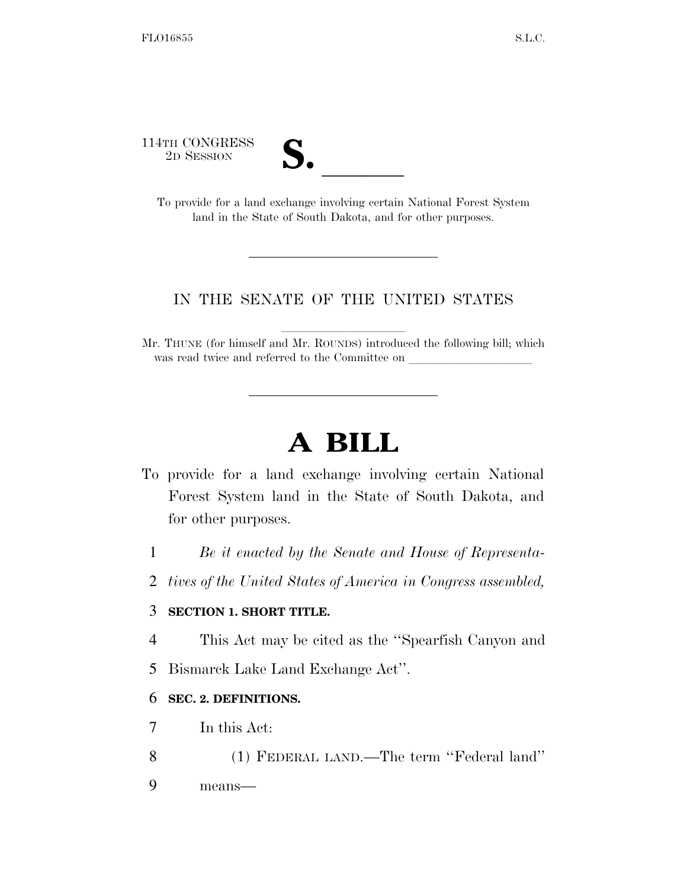114TH CONGRESS
2D SESSION

# S. ______

To provide for a land exchange involving certain National Forest System land in the State of South Dakota, and for other purposes.

---

IN THE SENATE OF THE UNITED STATES

Mr. THUNE (for himself and Mr. ROUNDS) introduced the following bill; which was read twice and referred to the Committee on ____________________

---

# A BILL

To provide for a land exchange involving certain National Forest System land in the State of South Dakota, and for other purposes.

*Be it enacted by the Senate and House of Representatives of the United States of America in Congress assembled,*

**SECTION 1. SHORT TITLE.**

This Act may be cited as the ''Spearfish Canyon and Bismarck Lake Land Exchange Act''.

**SEC. 2. DEFINITIONS.**

In this Act:

(1) FEDERAL LAND.—The term ''Federal land'' means—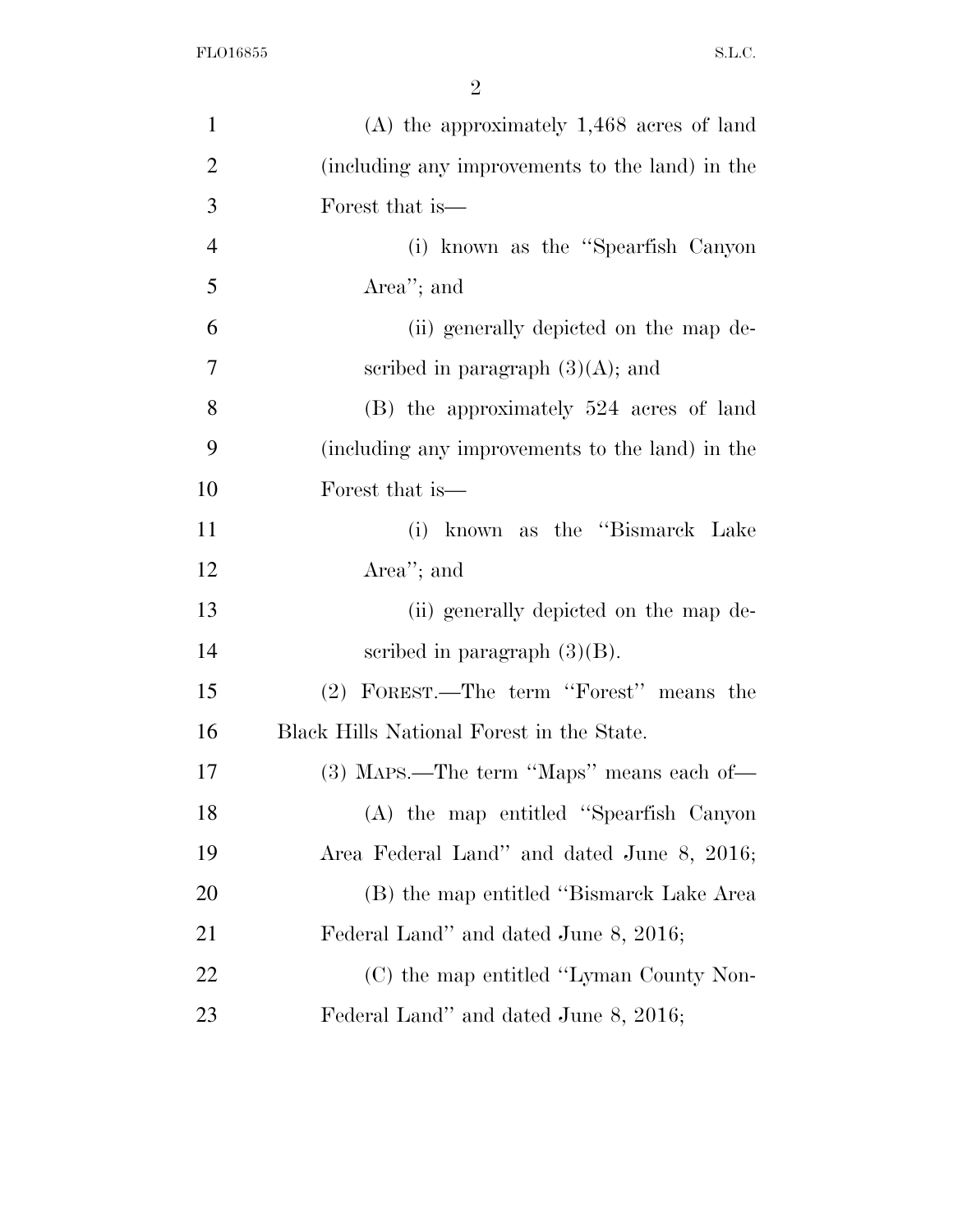(A) the approximately 1,468 acres of land (including any improvements to the land) in the Forest that is—

(i) known as the "Spearfish Canyon Area"; and

(ii) generally depicted on the map described in paragraph (3)(A); and

(B) the approximately 524 acres of land (including any improvements to the land) in the Forest that is—

(i) known as the "Bismarck Lake Area"; and

(ii) generally depicted on the map described in paragraph (3)(B).

(2) FOREST.—The term "Forest" means the Black Hills National Forest in the State.

(3) MAPS.—The term "Maps" means each of—

(A) the map entitled "Spearfish Canyon Area Federal Land" and dated June 8, 2016;

(B) the map entitled "Bismarck Lake Area Federal Land" and dated June 8, 2016;

(C) the map entitled "Lyman County Non-Federal Land" and dated June 8, 2016;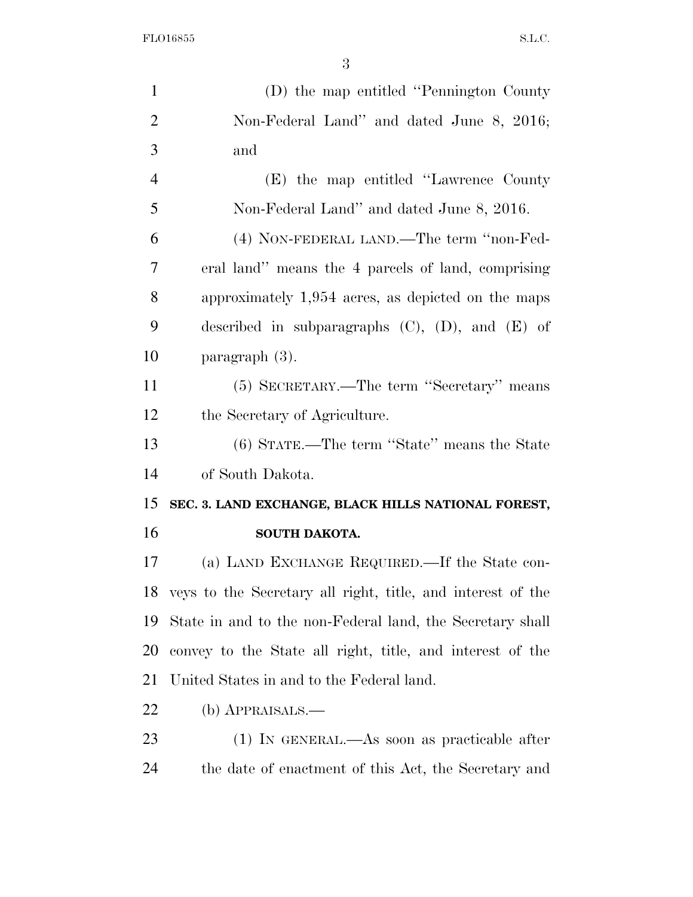(D) the map entitled "Pennington County Non-Federal Land" and dated June 8, 2016; and

(E) the map entitled "Lawrence County Non-Federal Land" and dated June 8, 2016.

(4) NON-FEDERAL LAND.—The term "non-Federal land" means the 4 parcels of land, comprising approximately 1,954 acres, as depicted on the maps described in subparagraphs (C), (D), and (E) of paragraph (3).

(5) SECRETARY.—The term "Secretary" means the Secretary of Agriculture.

(6) STATE.—The term "State" means the State of South Dakota.

**SEC. 3. LAND EXCHANGE, BLACK HILLS NATIONAL FOREST, SOUTH DAKOTA.**

(a) LAND EXCHANGE REQUIRED.—If the State conveys to the Secretary all right, title, and interest of the State in and to the non-Federal land, the Secretary shall convey to the State all right, title, and interest of the United States in and to the Federal land.

(b) APPRAISALS.—

(1) IN GENERAL.—As soon as practicable after the date of enactment of this Act, the Secretary and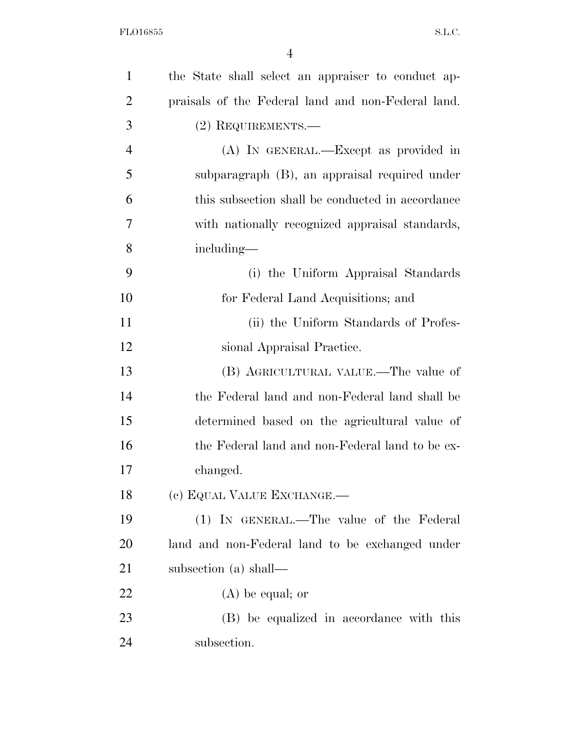the State shall select an appraiser to conduct appraisals of the Federal land and non-Federal land.

(2) REQUIREMENTS.—

(A) IN GENERAL.—Except as provided in subparagraph (B), an appraisal required under this subsection shall be conducted in accordance with nationally recognized appraisal standards, including—

(i) the Uniform Appraisal Standards for Federal Land Acquisitions; and

(ii) the Uniform Standards of Professional Appraisal Practice.

(B) AGRICULTURAL VALUE.—The value of the Federal land and non-Federal land shall be determined based on the agricultural value of the Federal land and non-Federal land to be exchanged.

(c) EQUAL VALUE EXCHANGE.—

(1) IN GENERAL.—The value of the Federal land and non-Federal land to be exchanged under subsection (a) shall—

(A) be equal; or

(B) be equalized in accordance with this subsection.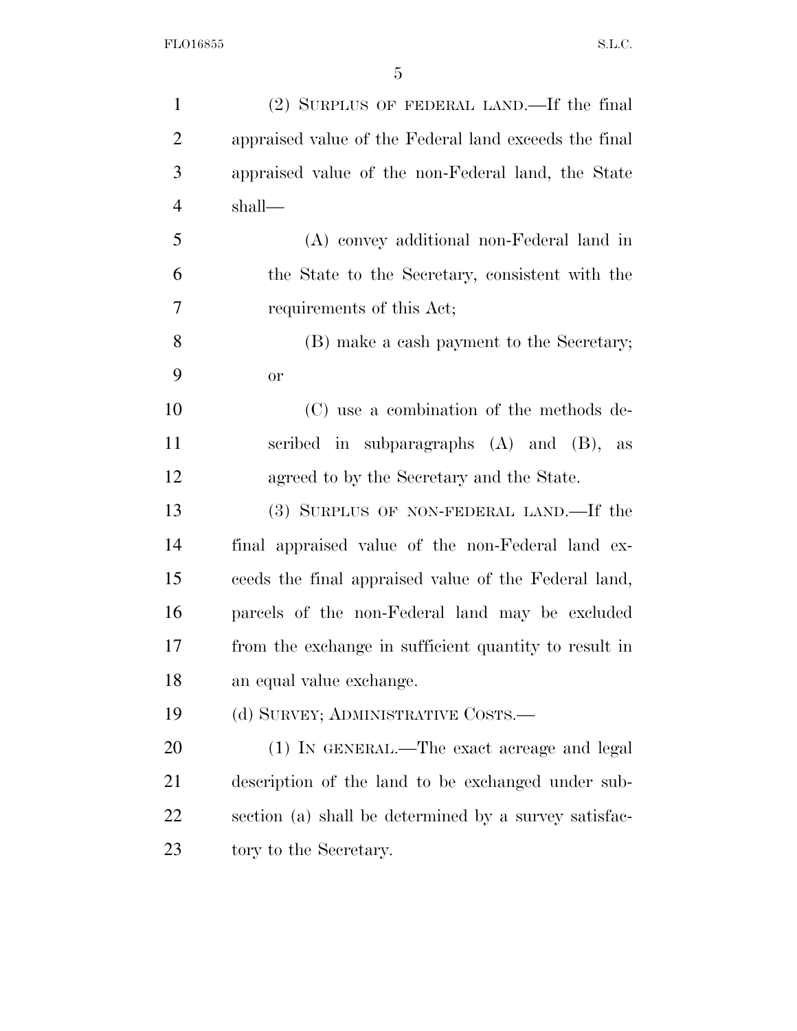(2) SURPLUS OF FEDERAL LAND.—If the final appraised value of the Federal land exceeds the final appraised value of the non-Federal land, the State shall—

(A) convey additional non-Federal land in the State to the Secretary, consistent with the requirements of this Act;

(B) make a cash payment to the Secretary; or

(C) use a combination of the methods described in subparagraphs (A) and (B), as agreed to by the Secretary and the State.

(3) SURPLUS OF NON-FEDERAL LAND.—If the final appraised value of the non-Federal land exceeds the final appraised value of the Federal land, parcels of the non-Federal land may be excluded from the exchange in sufficient quantity to result in an equal value exchange.

(d) SURVEY; ADMINISTRATIVE COSTS.—

(1) IN GENERAL.—The exact acreage and legal description of the land to be exchanged under subsection (a) shall be determined by a survey satisfactory to the Secretary.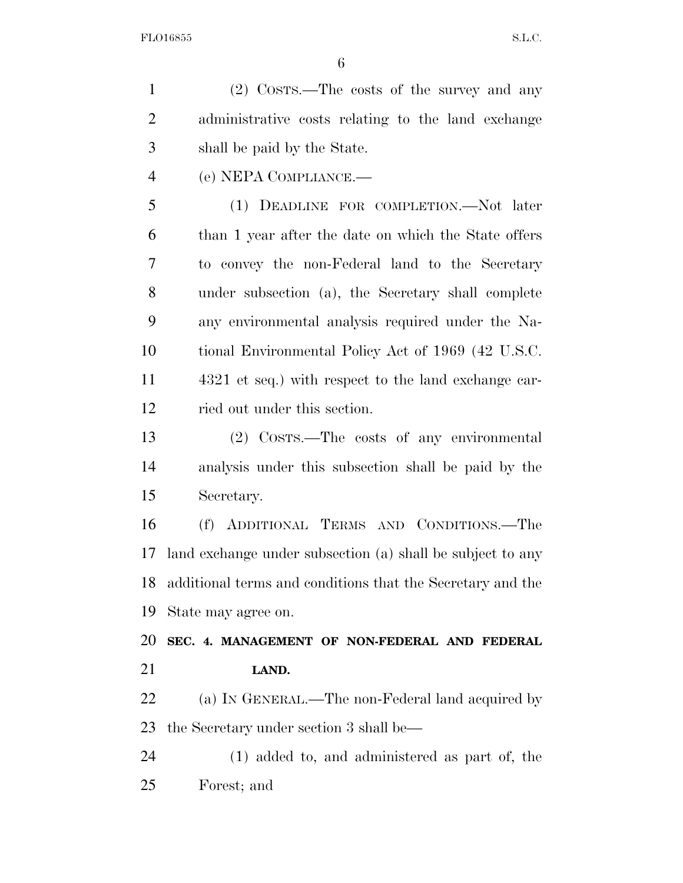(2) Costs.—The costs of the survey and any administrative costs relating to the land exchange shall be paid by the State.

(e) NEPA Compliance.—

(1) Deadline for completion.—Not later than 1 year after the date on which the State offers to convey the non-Federal land to the Secretary under subsection (a), the Secretary shall complete any environmental analysis required under the National Environmental Policy Act of 1969 (42 U.S.C. 4321 et seq.) with respect to the land exchange carried out under this section.

(2) Costs.—The costs of any environmental analysis under this subsection shall be paid by the Secretary.

(f) Additional Terms and Conditions.—The land exchange under subsection (a) shall be subject to any additional terms and conditions that the Secretary and the State may agree on.

## SEC. 4. MANAGEMENT OF NON-FEDERAL AND FEDERAL LAND.

(a) In General.—The non-Federal land acquired by the Secretary under section 3 shall be—

(1) added to, and administered as part of, the Forest; and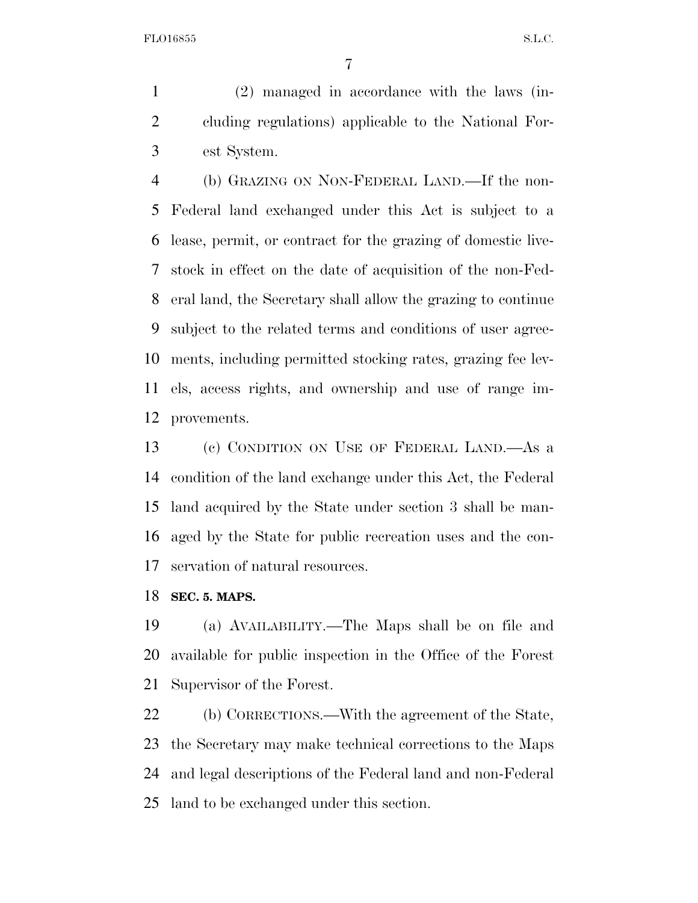(2) managed in accordance with the laws (including regulations) applicable to the National Forest System.

(b) GRAZING ON NON-FEDERAL LAND.—If the non-Federal land exchanged under this Act is subject to a lease, permit, or contract for the grazing of domestic livestock in effect on the date of acquisition of the non-Federal land, the Secretary shall allow the grazing to continue subject to the related terms and conditions of user agreements, including permitted stocking rates, grazing fee levels, access rights, and ownership and use of range improvements.

(c) CONDITION ON USE OF FEDERAL LAND.—As a condition of the land exchange under this Act, the Federal land acquired by the State under section 3 shall be managed by the State for public recreation uses and the conservation of natural resources.

**SEC. 5. MAPS.**

(a) AVAILABILITY.—The Maps shall be on file and available for public inspection in the Office of the Forest Supervisor of the Forest.

(b) CORRECTIONS.—With the agreement of the State, the Secretary may make technical corrections to the Maps and legal descriptions of the Federal land and non-Federal land to be exchanged under this section.